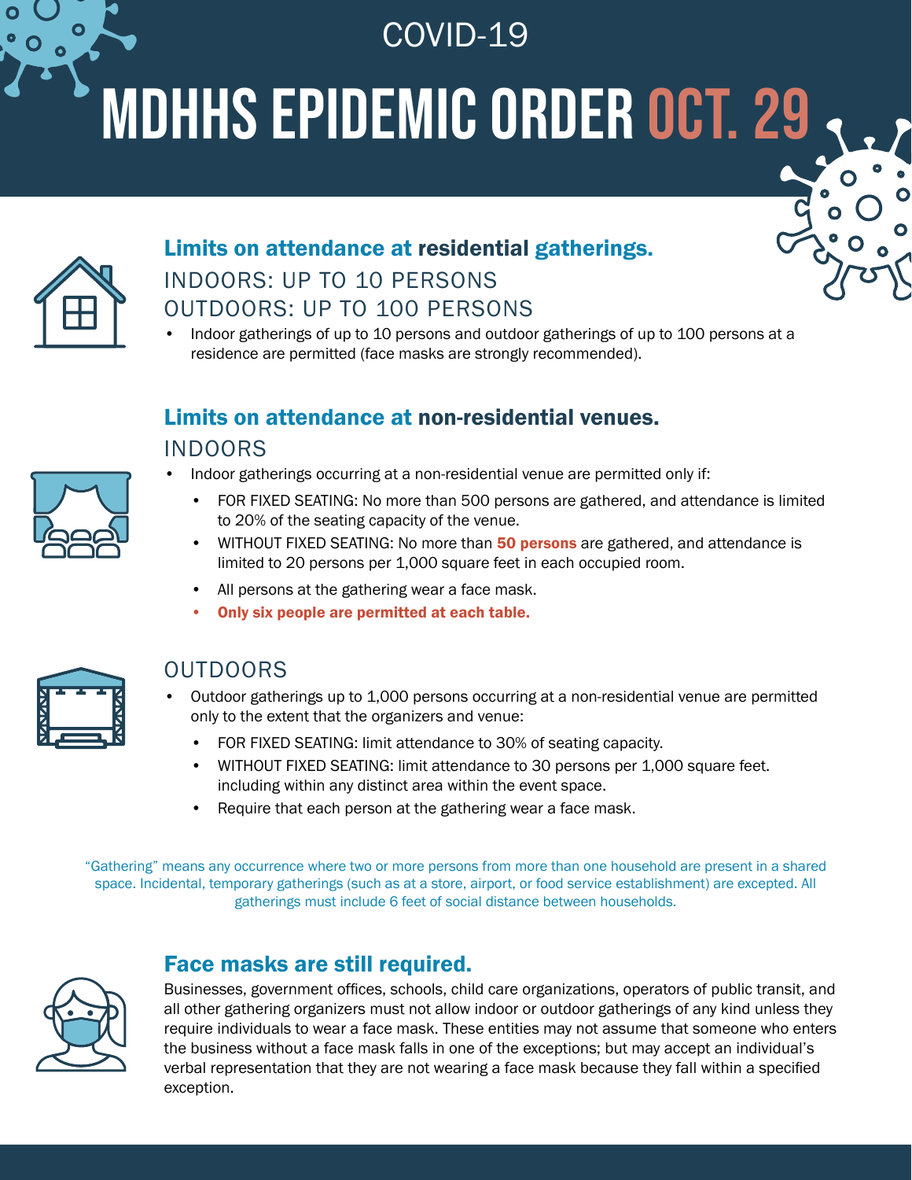COVID-19

# MDHHS EPIDEMIC ORDER OCT. 29

## Limits on attendance at residential gatherings.

INDOORS: UP TO 10 PERSONS
OUTDOORS: UP TO 100 PERSONS

- Indoor gatherings of up to 10 persons and outdoor gatherings of up to 100 persons at a residence are permitted (face masks are strongly recommended).

## Limits on attendance at non-residential venues.

### INDOORS

- Indoor gatherings occurring at a non-residential venue are permitted only if:
  - FOR FIXED SEATING: No more than 500 persons are gathered, and attendance is limited to 20% of the seating capacity of the venue.
  - WITHOUT FIXED SEATING: No more than **50 persons** are gathered, and attendance is limited to 20 persons per 1,000 square feet in each occupied room.
  - All persons at the gathering wear a face mask.
  - **Only six people are permitted at each table.**

### OUTDOORS

- Outdoor gatherings up to 1,000 persons occurring at a non-residential venue are permitted only to the extent that the organizers and venue:
  - FOR FIXED SEATING: limit attendance to 30% of seating capacity.
  - WITHOUT FIXED SEATING: limit attendance to 30 persons per 1,000 square feet. including within any distinct area within the event space.
  - Require that each person at the gathering wear a face mask.

"Gathering" means any occurrence where two or more persons from more than one household are present in a shared space. Incidental, temporary gatherings (such as at a store, airport, or food service establishment) are excepted. All gatherings must include 6 feet of social distance between households.

## Face masks are still required.

Businesses, government offices, schools, child care organizations, operators of public transit, and all other gathering organizers must not allow indoor or outdoor gatherings of any kind unless they require individuals to wear a face mask. These entities may not assume that someone who enters the business without a face mask falls in one of the exceptions; but may accept an individual's verbal representation that they are not wearing a face mask because they fall within a specified exception.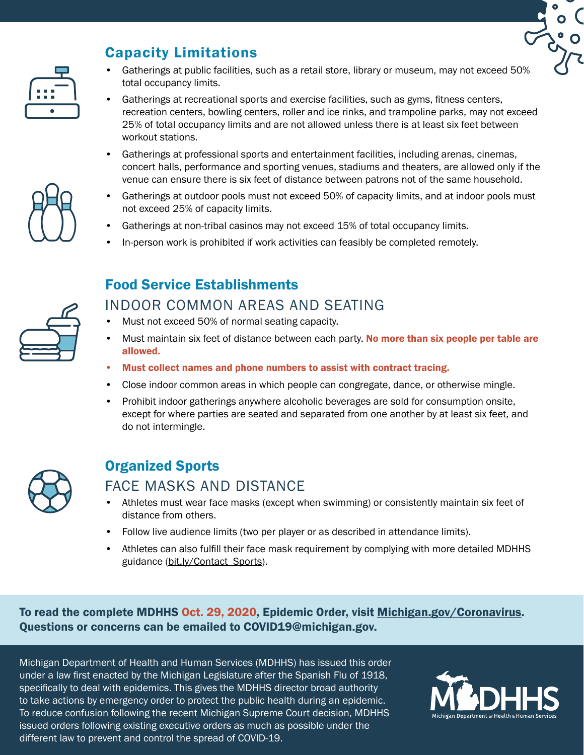## Capacity Limitations

- Gatherings at public facilities, such as a retail store, library or museum, may not exceed 50% total occupancy limits.
- Gatherings at recreational sports and exercise facilities, such as gyms, fitness centers, recreation centers, bowling centers, roller and ice rinks, and trampoline parks, may not exceed 25% of total occupancy limits and are not allowed unless there is at least six feet between workout stations.
- Gatherings at professional sports and entertainment facilities, including arenas, cinemas, concert halls, performance and sporting venues, stadiums and theaters, are allowed only if the venue can ensure there is six feet of distance between patrons not of the same household.
- Gatherings at outdoor pools must not exceed 50% of capacity limits, and at indoor pools must not exceed 25% of capacity limits.
- Gatherings at non-tribal casinos may not exceed 15% of total occupancy limits.
- In-person work is prohibited if work activities can feasibly be completed remotely.

## Food Service Establishments

### INDOOR COMMON AREAS AND SEATING

- Must not exceed 50% of normal seating capacity.
- Must maintain six feet of distance between each party. **No more than six people per table are allowed.**
- **Must collect names and phone numbers to assist with contract tracing.**
- Close indoor common areas in which people can congregate, dance, or otherwise mingle.
- Prohibit indoor gatherings anywhere alcoholic beverages are sold for consumption onsite, except for where parties are seated and separated from one another by at least six feet, and do not intermingle.

## Organized Sports

### FACE MASKS AND DISTANCE

- Athletes must wear face masks (except when swimming) or consistently maintain six feet of distance from others.
- Follow live audience limits (two per player or as described in attendance limits).
- Athletes can also fulfill their face mask requirement by complying with more detailed MDHHS guidance (bit.ly/Contact_Sports).

**To read the complete MDHHS Oct. 29, 2020, Epidemic Order, visit Michigan.gov/Coronavirus. Questions or concerns can be emailed to COVID19@michigan.gov.**

Michigan Department of Health and Human Services (MDHHS) has issued this order under a law first enacted by the Michigan Legislature after the Spanish Flu of 1918, specifically to deal with epidemics. This gives the MDHHS director broad authority to take actions by emergency order to protect the public health during an epidemic. To reduce confusion following the recent Michigan Supreme Court decision, MDHHS issued orders following existing executive orders as much as possible under the different law to prevent and control the spread of COVID-19.

MDHHS
Michigan Department of Health & Human Services